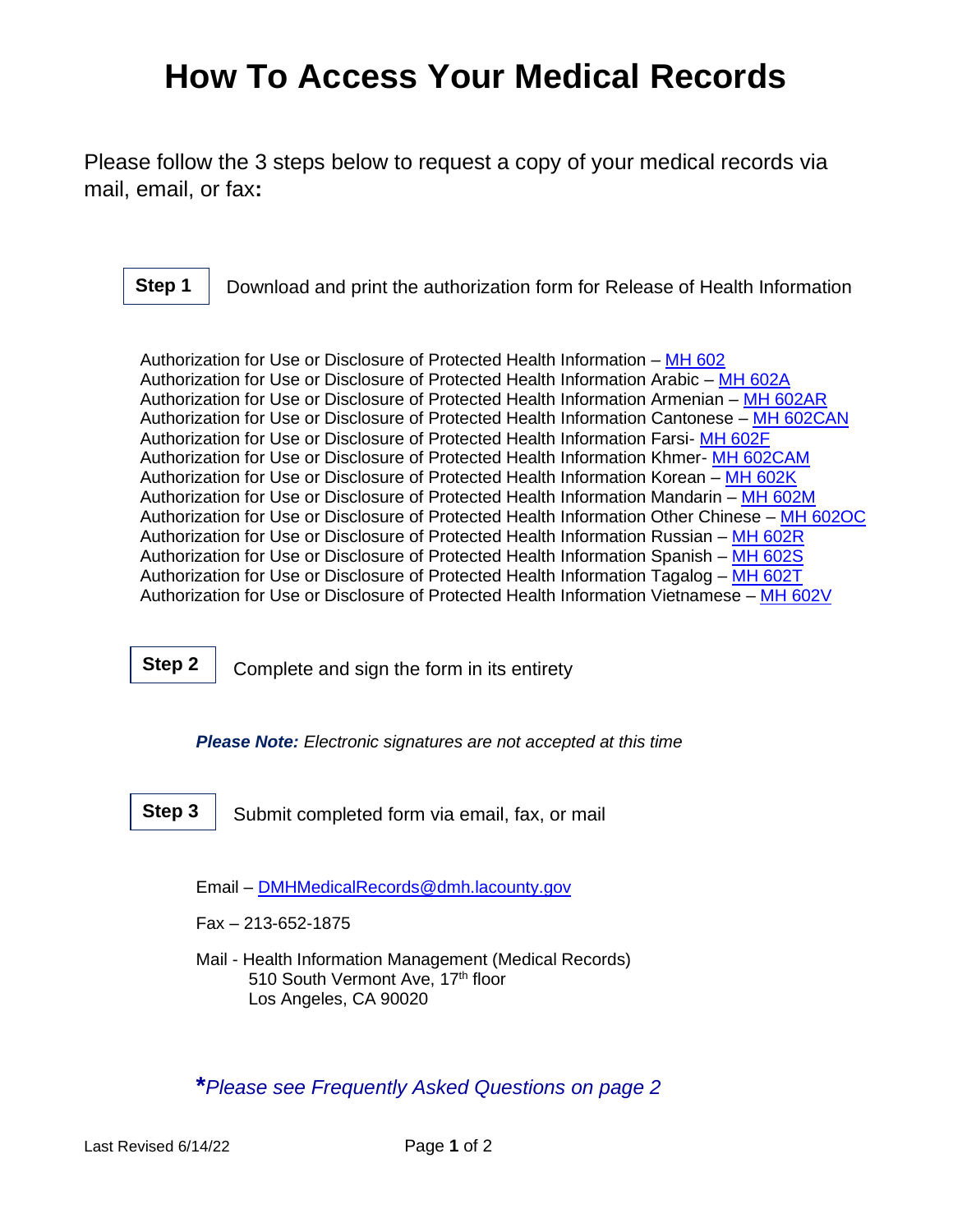# How To Access Your Medical Records

Please follow the 3 steps below to request a copy of your medical records via mail, email, or fax**:**

**Step 1** Download and print the authorization form for Release of Health Information

Authorization for Use or Disclosure of Protected Health Information – MH 602
Authorization for Use or Disclosure of Protected Health Information Arabic – MH 602A
Authorization for Use or Disclosure of Protected Health Information Armenian – MH 602AR
Authorization for Use or Disclosure of Protected Health Information Cantonese – MH 602CAN
Authorization for Use or Disclosure of Protected Health Information Farsi- MH 602F
Authorization for Use or Disclosure of Protected Health Information Khmer- MH 602CAM
Authorization for Use or Disclosure of Protected Health Information Korean – MH 602K
Authorization for Use or Disclosure of Protected Health Information Mandarin – MH 602M
Authorization for Use or Disclosure of Protected Health Information Other Chinese – MH 602OC
Authorization for Use or Disclosure of Protected Health Information Russian – MH 602R
Authorization for Use or Disclosure of Protected Health Information Spanish – MH 602S
Authorization for Use or Disclosure of Protected Health Information Tagalog – MH 602T
Authorization for Use or Disclosure of Protected Health Information Vietnamese – MH 602V

**Step 2** Complete and sign the form in its entirety

***Please Note:*** *Electronic signatures are not accepted at this time*

**Step 3** Submit completed form via email, fax, or mail

Email – DMHMedicalRecords@dmh.lacounty.gov

Fax – 213-652-1875

Mail - Health Information Management (Medical Records)
510 South Vermont Ave, 17th floor
Los Angeles, CA 90020

***Please see Frequently Asked Questions on page 2*

Last Revised 6/14/22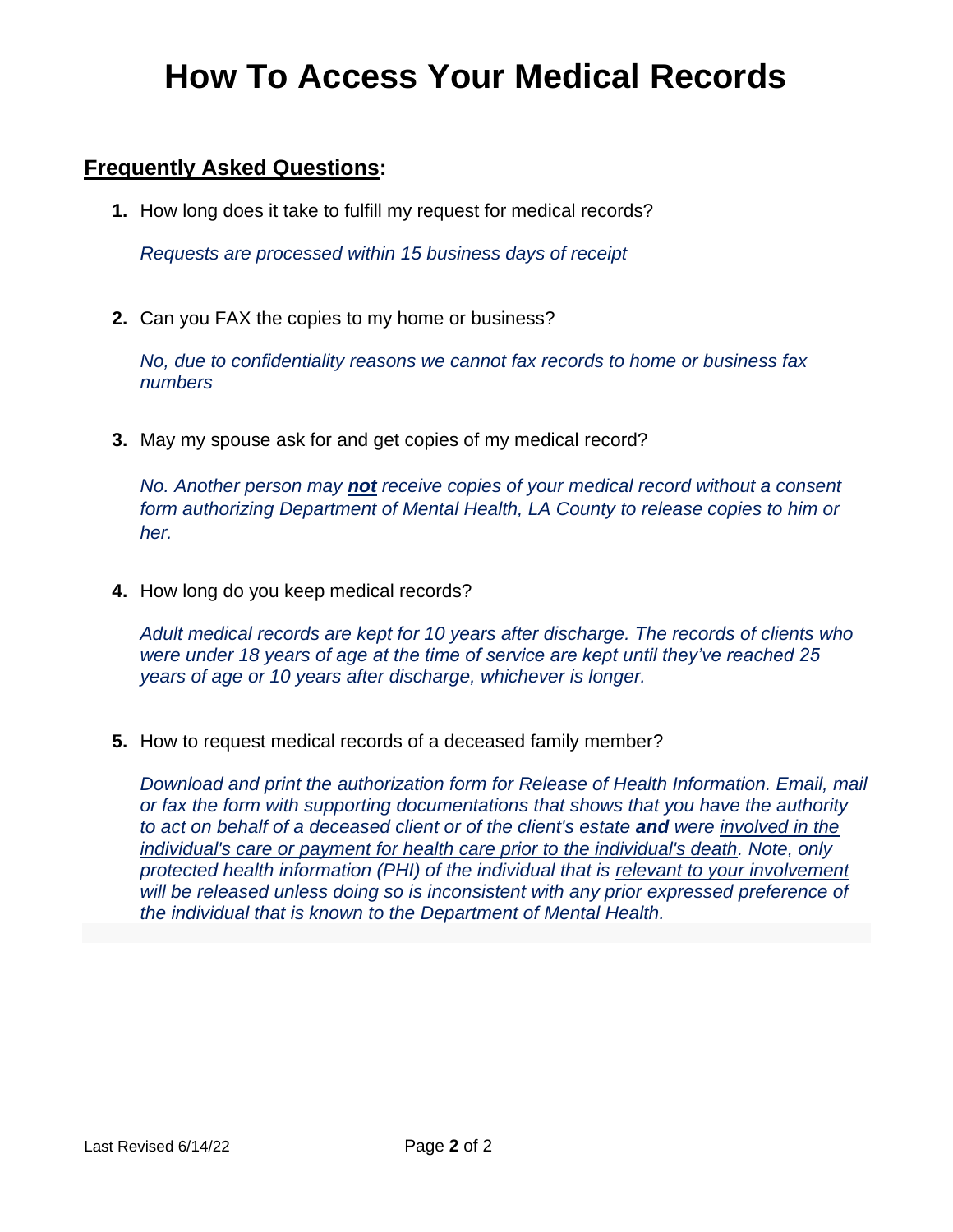# How To Access Your Medical Records

## Frequently Asked Questions:

1. How long does it take to fulfill my request for medical records?

   *Requests are processed within 15 business days of receipt*

2. Can you FAX the copies to my home or business?

   *No, due to confidentiality reasons we cannot fax records to home or business fax numbers*

3. May my spouse ask for and get copies of my medical record?

   *No. Another person may **not** receive copies of your medical record without a consent form authorizing Department of Mental Health, LA County to release copies to him or her.*

4. How long do you keep medical records?

   *Adult medical records are kept for 10 years after discharge. The records of clients who were under 18 years of age at the time of service are kept until they've reached 25 years of age or 10 years after discharge, whichever is longer.*

5. How to request medical records of a deceased family member?

   *Download and print the authorization form for Release of Health Information. Email, mail or fax the form with supporting documentations that shows that you have the authority to act on behalf of a deceased client or of the client's estate **and** were involved in the individual's care or payment for health care prior to the individual's death. Note, only protected health information (PHI) of the individual that is relevant to your involvement will be released unless doing so is inconsistent with any prior expressed preference of the individual that is known to the Department of Mental Health.*

Last Revised 6/14/22